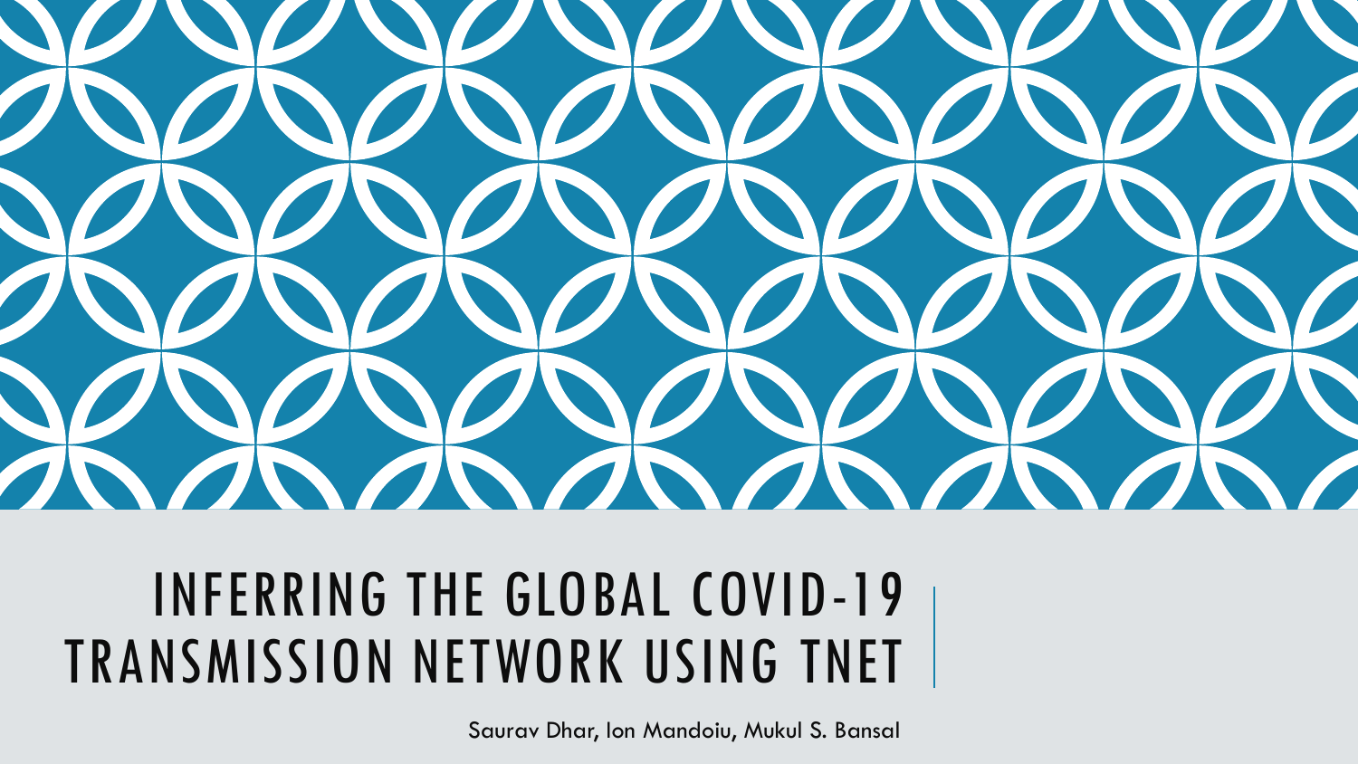# INFERRING THE GLOBAL COVID-19 TRANSMISSION NETWORK USING TNET

Saurav Dhar, Ion Mandoiu, Mukul S. Bansal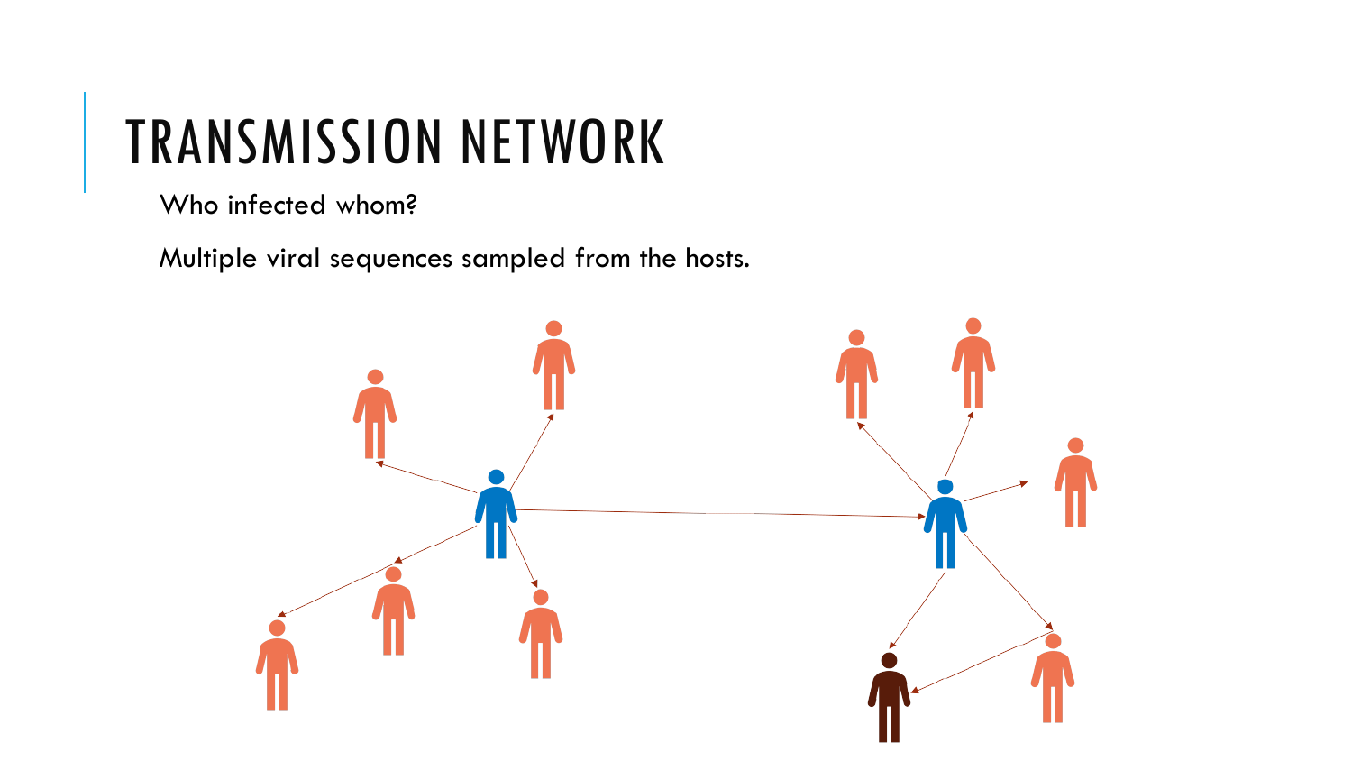# TRANSMISSION NETWORK

Who infected whom?

Multiple viral sequences sampled from the hosts.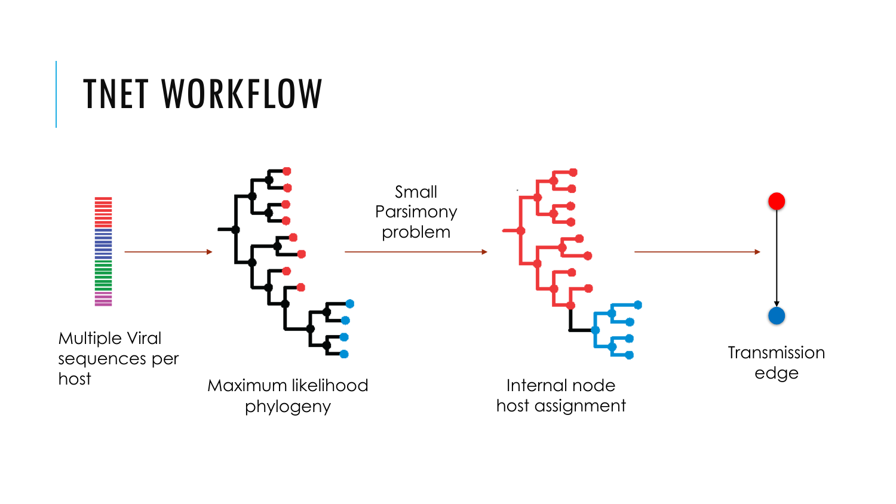# TNET WORKFLOW

Multiple Viral sequences per host

Maximum likelihood phylogeny

Small Parsimony problem

Internal node host assignment

Transmission edge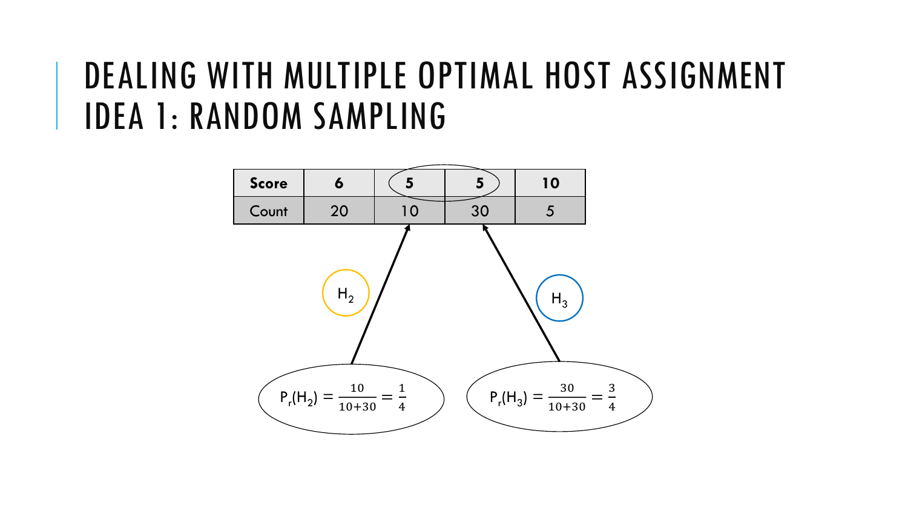# DEALING WITH MULTIPLE OPTIMAL HOST ASSIGNMENT IDEA 1: RANDOM SAMPLING

| Score | 6 | 5 | 5 | 10 |
|---|---|---|---|---|
| Count | 20 | 10 | 30 | 5 |

$H_2$

$H_3$

$P_r(H_2) = \frac{10}{10+30} = \frac{1}{4}$

$P_r(H_3) = \frac{30}{10+30} = \frac{3}{4}$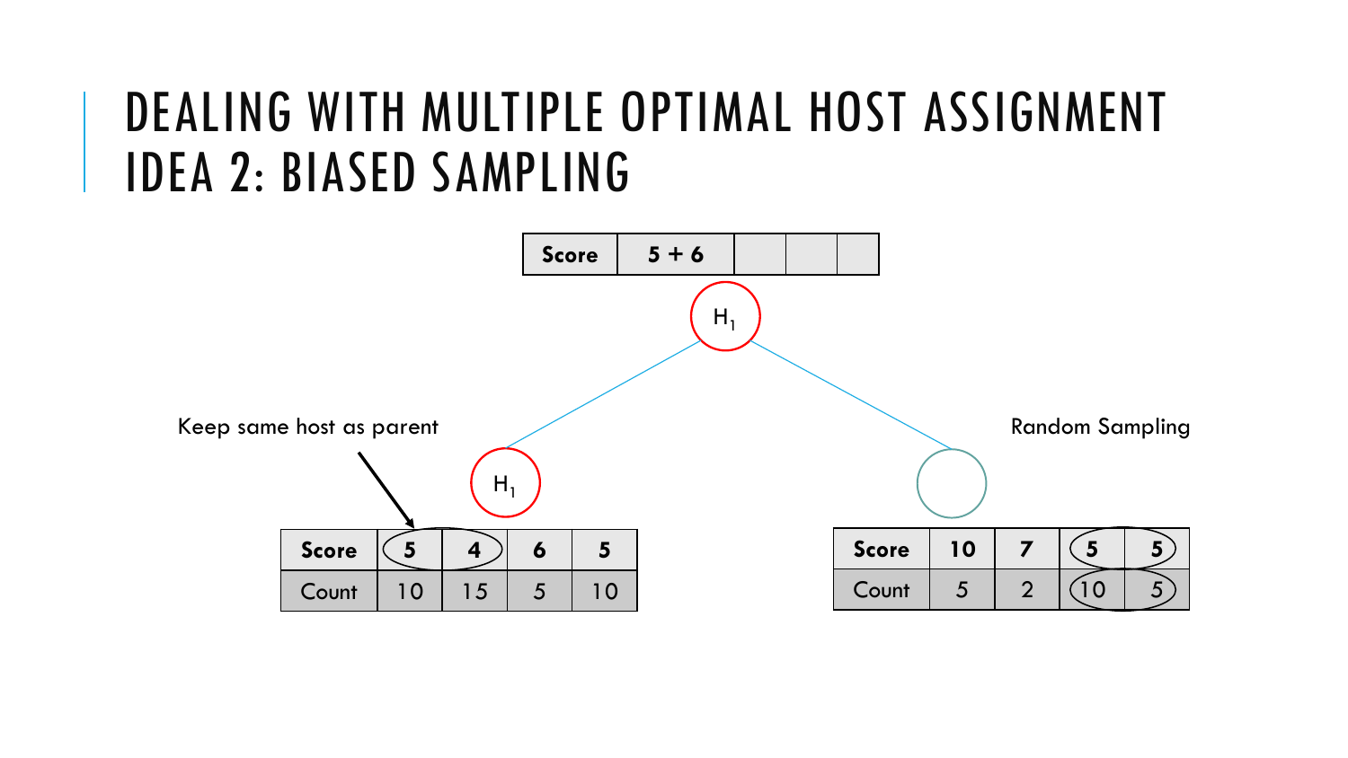# DEALING WITH MULTIPLE OPTIMAL HOST ASSIGNMENT IDEA 2: BIASED SAMPLING

| Score | 5 + 6 | | | |
|---|---|---|---|---|

$H_1$

Keep same host as parent

$H_1$

| Score | 5 | 4 | 6 | 5 |
|---|---|---|---|---|
| Count | 10 | 15 | 5 | 10 |

Random Sampling

| Score | 10 | 7 | 5 | 5 |
|---|---|---|---|---|
| Count | 5 | 2 | 10 | 5 |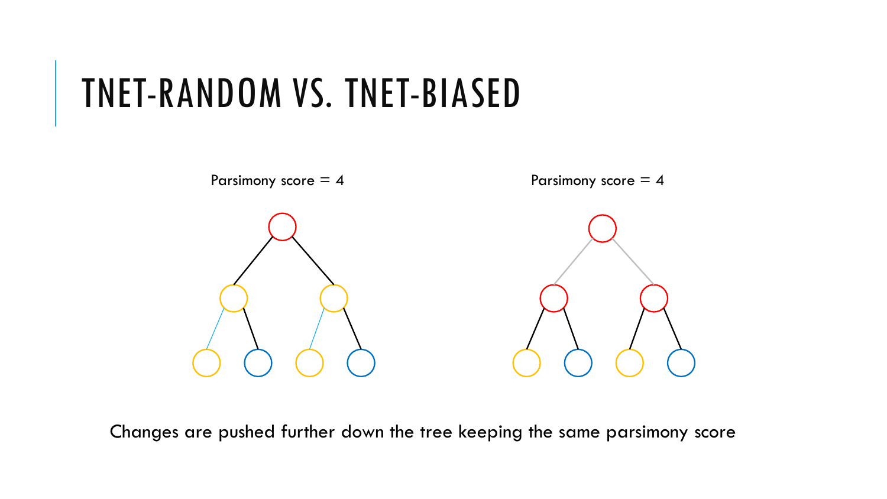# TNET-RANDOM VS. TNET-BIASED

Parsimony score = 4

Parsimony score = 4

Changes are pushed further down the tree keeping the same parsimony score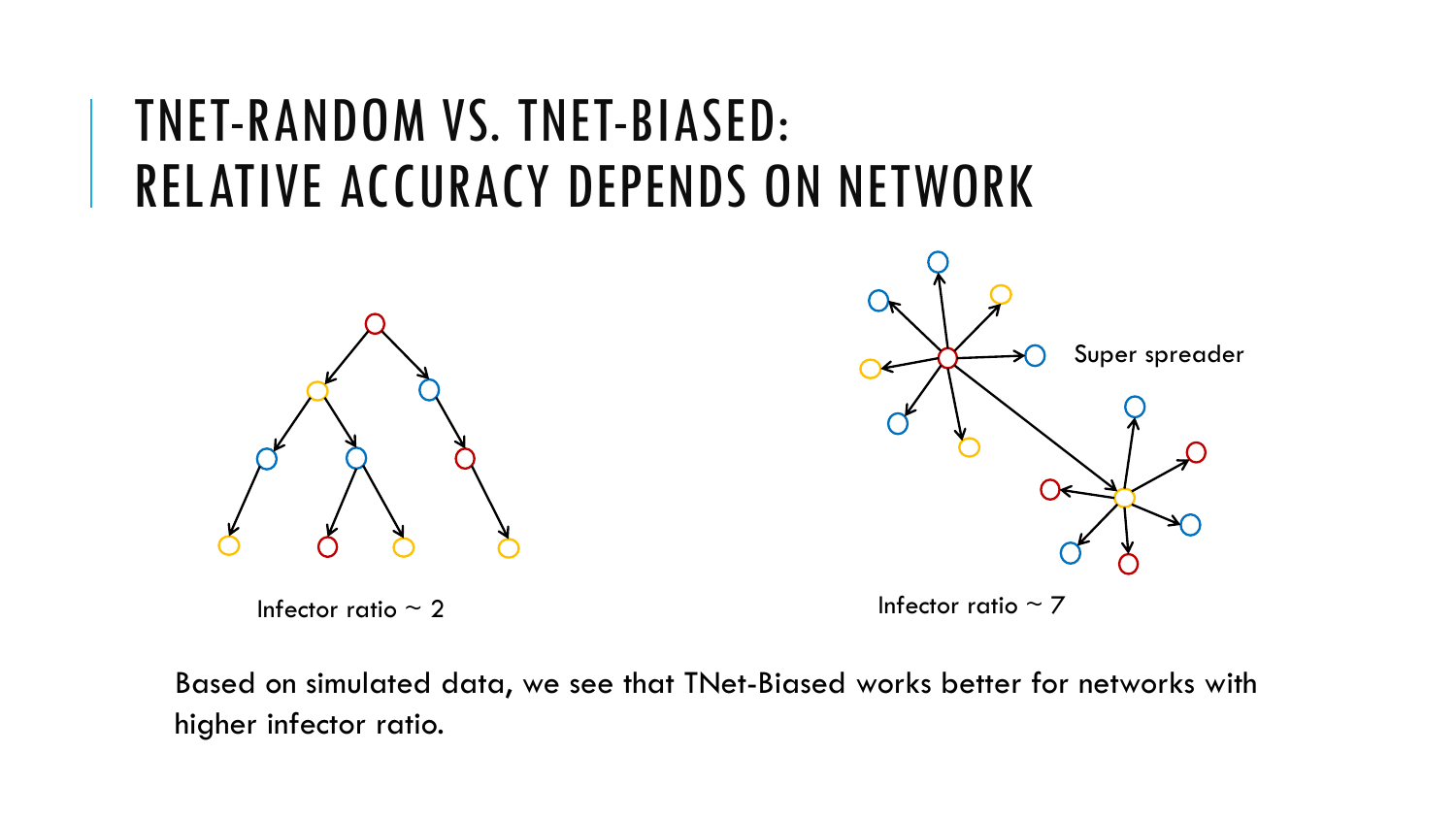# TNET-RANDOM VS. TNET-BIASED: RELATIVE ACCURACY DEPENDS ON NETWORK

Infector ratio ~ 2

Super spreader

Infector ratio ~ 7

Based on simulated data, we see that TNet-Biased works better for networks with higher infector ratio.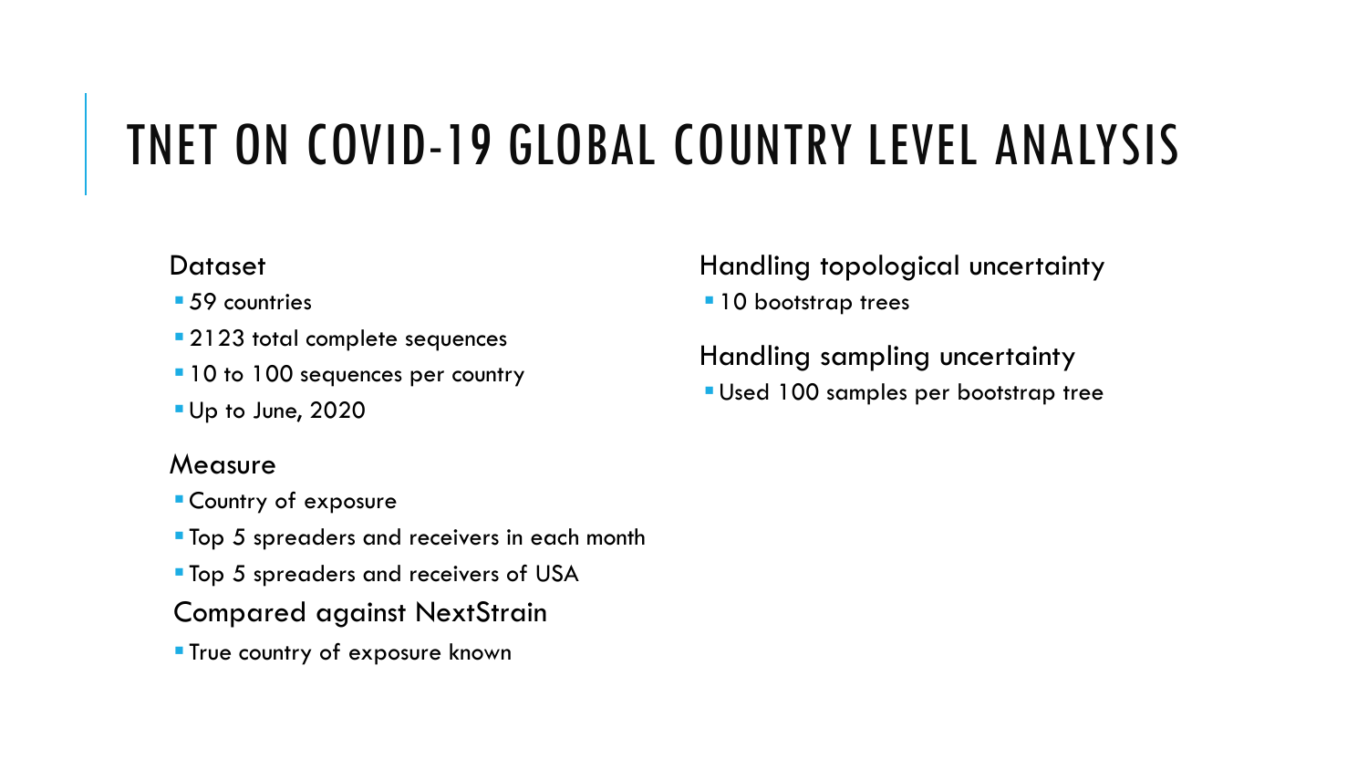# TNET ON COVID-19 GLOBAL COUNTRY LEVEL ANALYSIS

### Dataset

- 59 countries
- 2123 total complete sequences
- 10 to 100 sequences per country
- Up to June, 2020

### Measure

- Country of exposure
- Top 5 spreaders and receivers in each month
- Top 5 spreaders and receivers of USA

### Compared against NextStrain

- True country of exposure known

### Handling topological uncertainty

- 10 bootstrap trees

### Handling sampling uncertainty

- Used 100 samples per bootstrap tree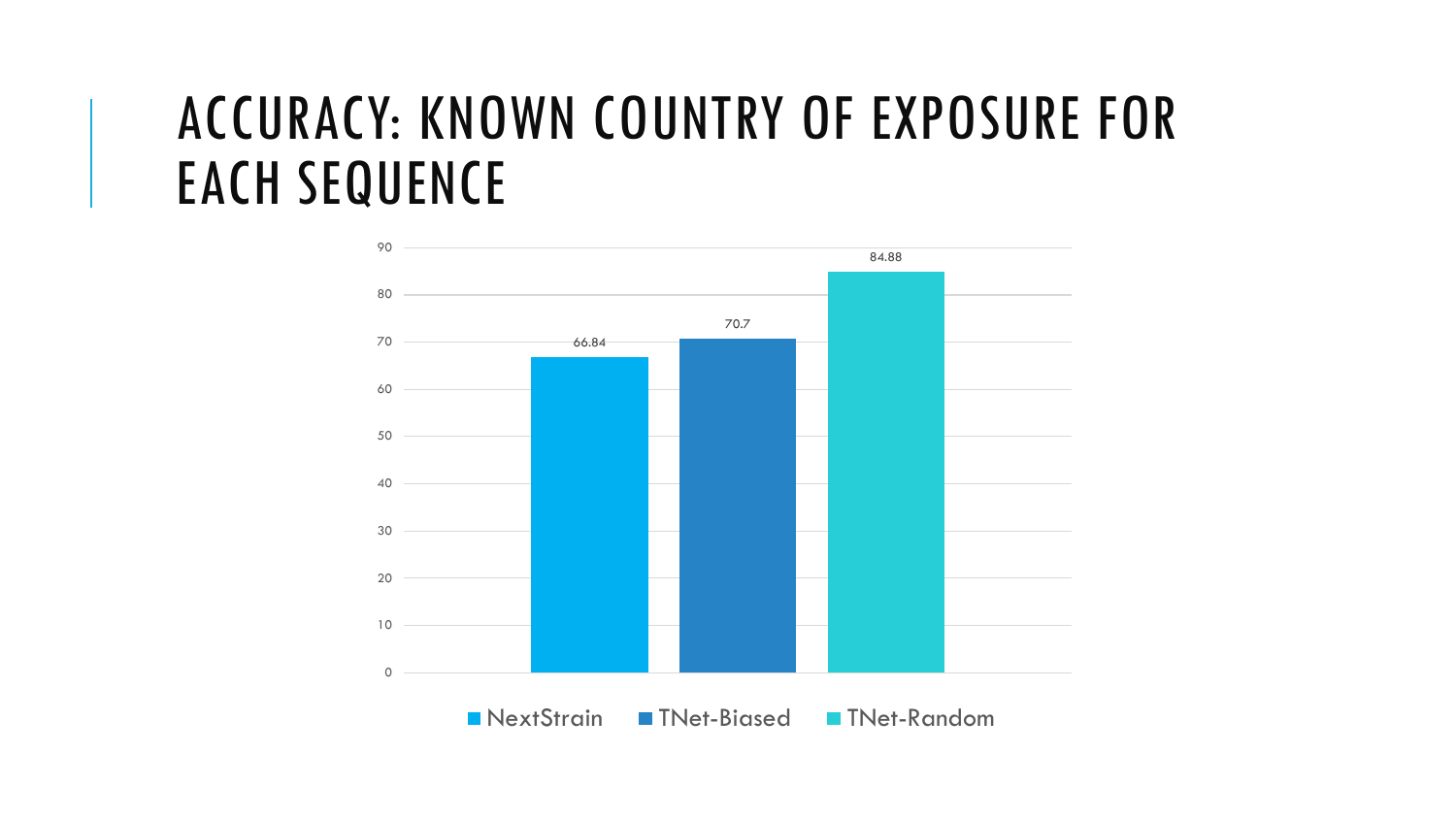# ACCURACY: KNOWN COUNTRY OF EXPOSURE FOR EACH SEQUENCE

| Method | Accuracy |
| --- | --- |
| NextStrain | 66.84 |
| TNet-Biased | 70.7 |
| TNet-Random | 84.88 |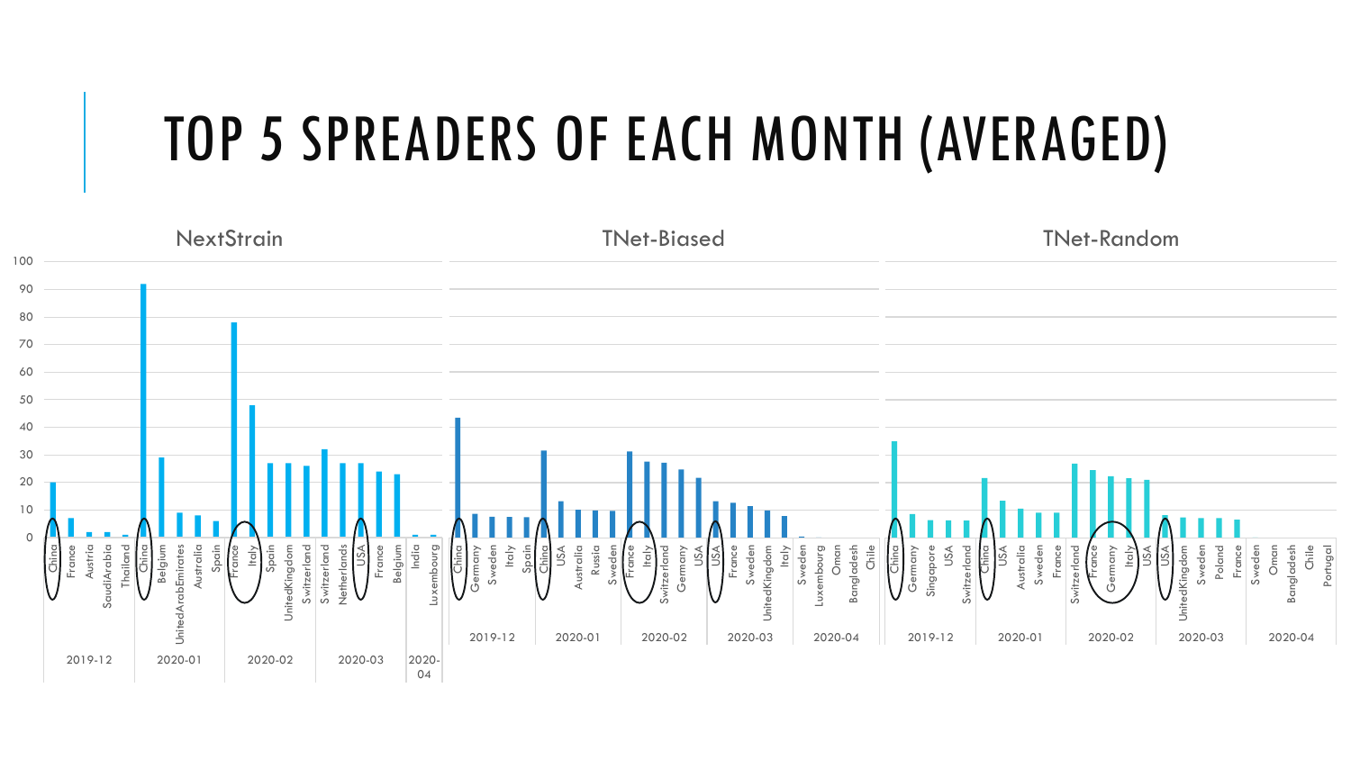# TOP 5 SPREADERS OF EACH MONTH (AVERAGED)

### NextStrain

| Month | Country | Value |
|---|---|---|
| 2019-12 | China | 20 |
| 2019-12 | France | 7 |
| 2019-12 | Austria | 2 |
| 2019-12 | SaudiArabia | 2 |
| 2019-12 | Thailand | 1 |
| 2020-01 | China | 92 |
| 2020-01 | Belgium | 29 |
| 2020-01 | UnitedArabEmirates | 9 |
| 2020-01 | Australia | 8 |
| 2020-01 | Spain | 6 |
| 2020-02 | France | 78 |
| 2020-02 | Italy | 48 |
| 2020-02 | Spain | 27 |
| 2020-02 | UnitedKingdom | 27 |
| 2020-02 | Switzerland | 26 |
| 2020-03 | Switzerland | 32 |
| 2020-03 | Netherlands | 27 |
| 2020-03 | USA | 27 |
| 2020-03 | France | 24 |
| 2020-03 | Belgium | 23 |
| 2020-04 | India | 1 |
| 2020-04 | Luxembourg | 1 |

### TNet-Biased

| Month | Country | Value |
|---|---|---|
| 2019-12 | China | 43 |
| 2019-12 | Germany | 9 |
| 2019-12 | Sweden | 8 |
| 2019-12 | Italy | 8 |
| 2019-12 | Spain | 7 |
| 2020-01 | China | 31 |
| 2020-01 | USA | 13 |
| 2020-01 | Australia | 10 |
| 2020-01 | Russia | 10 |
| 2020-01 | Sweden | 10 |
| 2020-02 | France | 31 |
| 2020-02 | Italy | 28 |
| 2020-02 | Switzerland | 27 |
| 2020-02 | Germany | 25 |
| 2020-02 | USA | 22 |
| 2020-03 | USA | 13 |
| 2020-03 | France | 13 |
| 2020-03 | Sweden | 11 |
| 2020-03 | UnitedKingdom | 10 |
| 2020-03 | Italy | 8 |
| 2020-04 | Sweden | 0 |
| 2020-04 | Luxembourg | 0 |
| 2020-04 | Oman | 0 |
| 2020-04 | Bangladesh | 0 |
| 2020-04 | Chile | 0 |

### TNet-Random

| Month | Country | Value |
|---|---|---|
| 2019-12 | China | 35 |
| 2019-12 | Germany | 9 |
| 2019-12 | Singapore | 6 |
| 2019-12 | USA | 6 |
| 2019-12 | Switzerland | 6 |
| 2020-01 | China | 22 |
| 2020-01 | USA | 13 |
| 2020-01 | Australia | 11 |
| 2020-01 | Sweden | 9 |
| 2020-01 | France | 9 |
| 2020-02 | Switzerland | 27 |
| 2020-02 | France | 25 |
| 2020-02 | Germany | 22 |
| 2020-02 | Italy | 22 |
| 2020-02 | USA | 21 |
| 2020-03 | USA | 8 |
| 2020-03 | UnitedKingdom | 7 |
| 2020-03 | Sweden | 7 |
| 2020-03 | Poland | 7 |
| 2020-03 | France | 7 |
| 2020-04 | Sweden | 0 |
| 2020-04 | Oman | 0 |
| 2020-04 | Bangladesh | 0 |
| 2020-04 | Chile | 0 |
| 2020-04 | Portugal | 0 |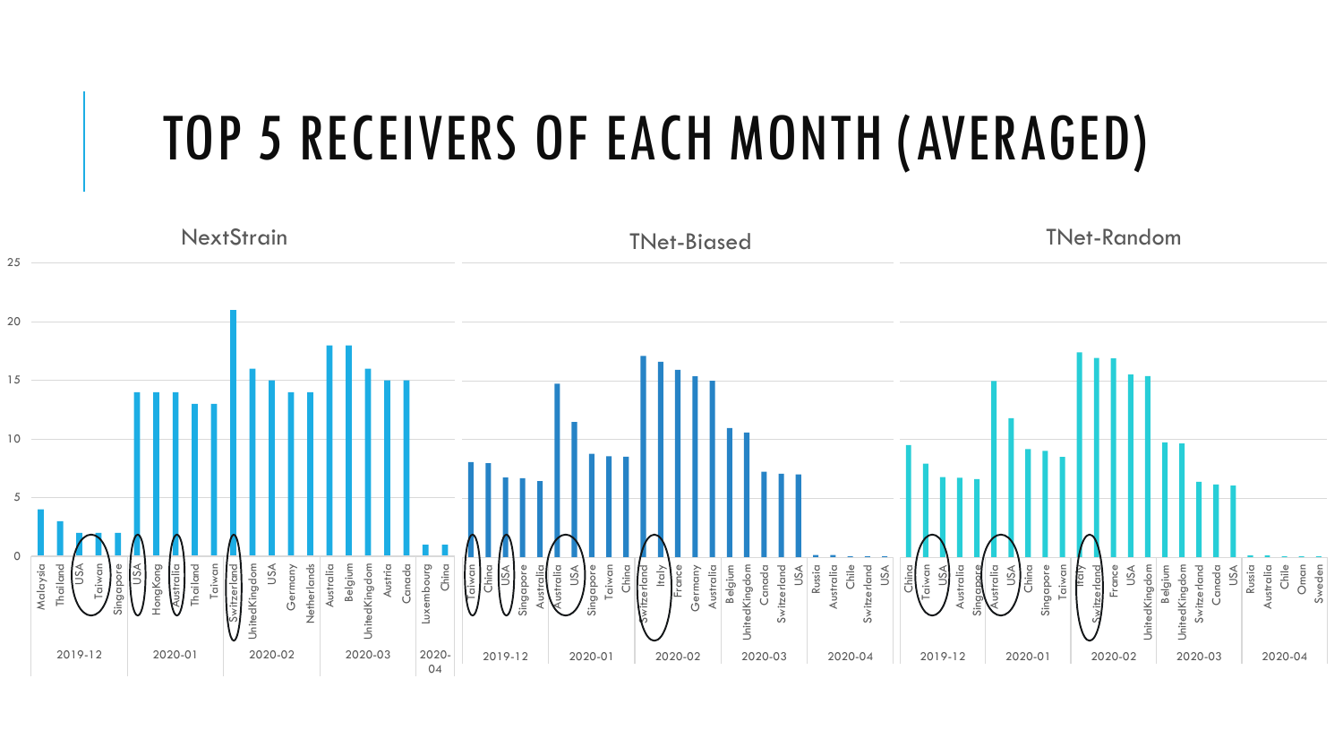# TOP 5 RECEIVERS OF EACH MONTH (AVERAGED)

**NextStrain**

| Month | Country | Value |
|---|---|---|
| 2019-12 | Malaysia | 4 |
| 2019-12 | Thailand | 3 |
| 2019-12 | USA | 2 |
| 2019-12 | Taiwan | 2 |
| 2019-12 | Singapore | 2 |
| 2020-01 | USA | 14 |
| 2020-01 | HongKong | 14 |
| 2020-01 | Australia | 14 |
| 2020-01 | Thailand | 13 |
| 2020-01 | Taiwan | 13 |
| 2020-02 | Switzerland | 21 |
| 2020-02 | UnitedKingdom | 16 |
| 2020-02 | USA | 15 |
| 2020-02 | Germany | 14 |
| 2020-02 | Netherlands | 14 |
| 2020-03 | Australia | 18 |
| 2020-03 | Belgium | 18 |
| 2020-03 | UnitedKingdom | 16 |
| 2020-03 | Austria | 15 |
| 2020-03 | Canada | 15 |
| 2020-04 | Luxembourg | 1 |
| 2020-04 | China | 1 |

**TNet-Biased**

| Month | Country | Value |
|---|---|---|
| 2019-12 | Taiwan | 8 |
| 2019-12 | China | 8 |
| 2019-12 | USA | 6.7 |
| 2019-12 | Singapore | 6.7 |
| 2019-12 | Australia | 6.4 |
| 2020-01 | Australia | 14.7 |
| 2020-01 | USA | 11.4 |
| 2020-01 | Singapore | 8.7 |
| 2020-01 | Taiwan | 8.5 |
| 2020-01 | China | 8.4 |
| 2020-02 | Switzerland | 17.1 |
| 2020-02 | Italy | 16.6 |
| 2020-02 | France | 15.9 |
| 2020-02 | Germany | 15.4 |
| 2020-02 | Australia | 15 |
| 2020-03 | Belgium | 10.9 |
| 2020-03 | UnitedKingdom | 10.5 |
| 2020-03 | Canada | 7.2 |
| 2020-03 | Switzerland | 7 |
| 2020-03 | USA | 7 |
| 2020-04 | Russia | 0.1 |
| 2020-04 | Australia | 0.1 |
| 2020-04 | Chile | 0 |
| 2020-04 | Switzerland | 0 |
| 2020-04 | USA | 0 |

**TNet-Random**

| Month | Country | Value |
|---|---|---|
| 2019-12 | China | 9.4 |
| 2019-12 | Taiwan | 7.9 |
| 2019-12 | USA | 6.7 |
| 2019-12 | Australia | 6.7 |
| 2019-12 | Singapore | 6.5 |
| 2020-01 | Australia | 14.9 |
| 2020-01 | USA | 11.7 |
| 2020-01 | China | 9.1 |
| 2020-01 | Singapore | 8.9 |
| 2020-01 | Taiwan | 8.4 |
| 2020-02 | Italy | 17.4 |
| 2020-02 | Switzerland | 16.9 |
| 2020-02 | France | 16.9 |
| 2020-02 | USA | 15.5 |
| 2020-02 | UnitedKingdom | 15.3 |
| 2020-03 | Belgium | 9.7 |
| 2020-03 | UnitedKingdom | 9.6 |
| 2020-03 | Switzerland | 6.3 |
| 2020-03 | Canada | 6.1 |
| 2020-03 | USA | 6 |
| 2020-04 | Russia | 0.1 |
| 2020-04 | Australia | 0.1 |
| 2020-04 | Chile | 0 |
| 2020-04 | Oman | 0 |
| 2020-04 | Sweden | 0 |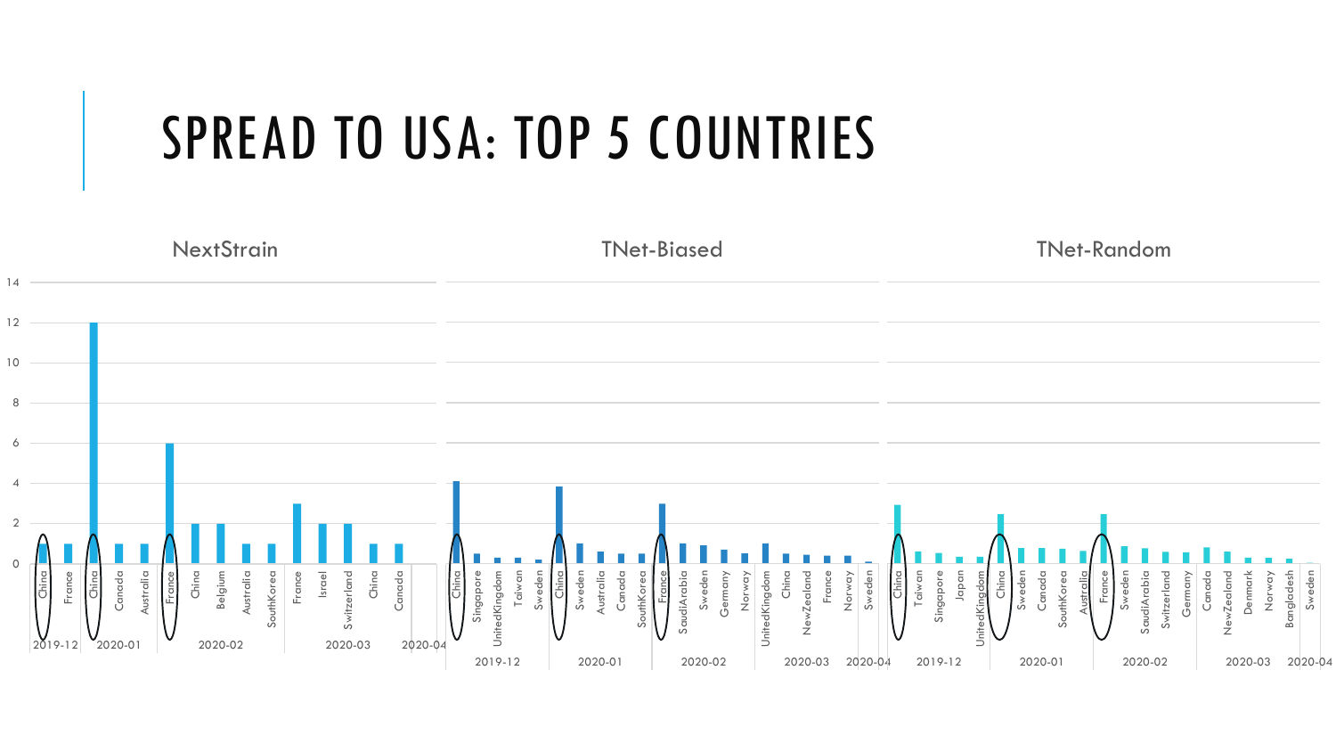# SPREAD TO USA: TOP 5 COUNTRIES

NextStrain

TNet-Biased

TNet-Random

14
12
10
8
6
4
2
0

China, France, China, Canada, Australia, France, China, Belgium, Australia, SouthKorea, France, Israel, Switzerland, China, Canada

2019-12, 2020-01, 2020-02, 2020-03, 2020-04

China, Singapore, UnitedKingdom, Taiwan, Sweden, China, Sweden, Australia, Canada, SouthKorea, France, SaudiArabia, Sweden, Germany, Norway, UnitedKingdom, China, NewZealand, France, Norway, Sweden

2019-12, 2020-01, 2020-02, 2020-03, 2020-04

China, Taiwan, Singapore, Japan, UnitedKingdom, China, Sweden, Canada, SouthKorea, Australia, France, Sweden, SaudiArabia, Switzerland, Germany, Canada, NewZealand, Denmark, Norway, Bangladesh, Sweden

2019-12, 2020-01, 2020-02, 2020-03, 2020-04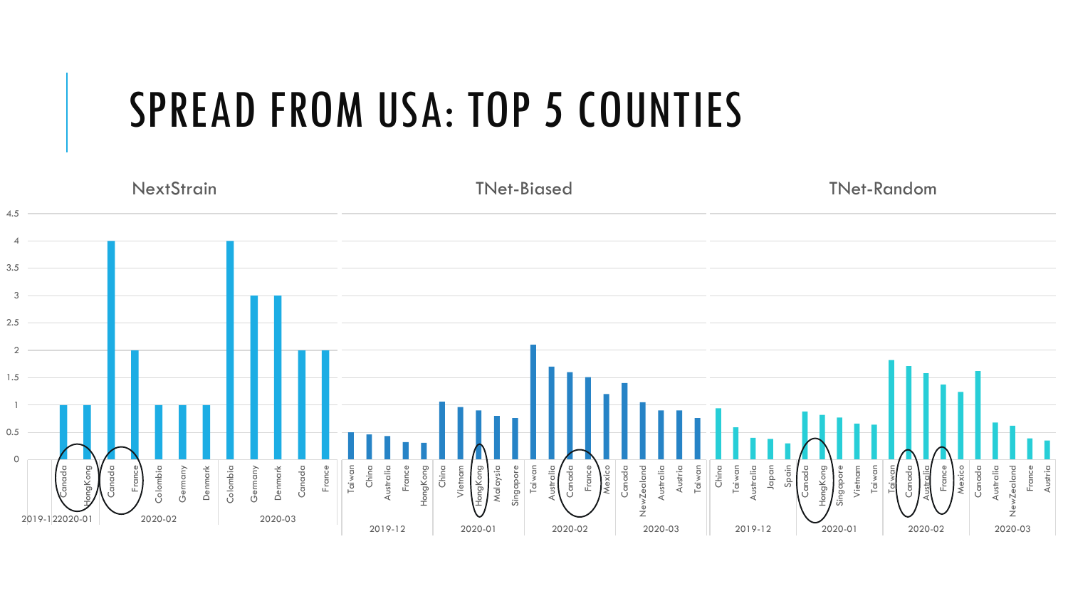# SPREAD FROM USA: TOP 5 COUNTIES

**NextStrain**

| Month | Country | Value |
|---|---|---|
| 2020-01 | Canada | 1 |
| 2020-01 | HongKong | 1 |
| 2020-02 | Canada | 4 |
| 2020-02 | France | 2 |
| 2020-02 | Colombia | 1 |
| 2020-02 | Germany | 1 |
| 2020-02 | Denmark | 1 |
| 2020-03 | Colombia | 4 |
| 2020-03 | Germany | 3 |
| 2020-03 | Denmark | 3 |
| 2020-03 | Canada | 2 |
| 2020-03 | France | 2 |

**TNet-Biased**

| Month | Countries (in order) |
|---|---|
| 2019-12 | Taiwan, China, Australia, France, HongKong |
| 2020-01 | China, Vietnam, HongKong, Malaysia, Singapore |
| 2020-02 | Taiwan, Australia, Canada, France, Mexico |
| 2020-03 | Canada, NewZealand, Australia, Austria, Taiwan |

**TNet-Random**

| Month | Countries (in order) |
|---|---|
| 2019-12 | China, Taiwan, Australia, Japan, Spain |
| 2020-01 | Canada, HongKong, Singapore, Vietnam, Taiwan |
| 2020-02 | Taiwan, Canada, Australia, France, Mexico |
| 2020-03 | Canada, Australia, NewZealand, France, Austria |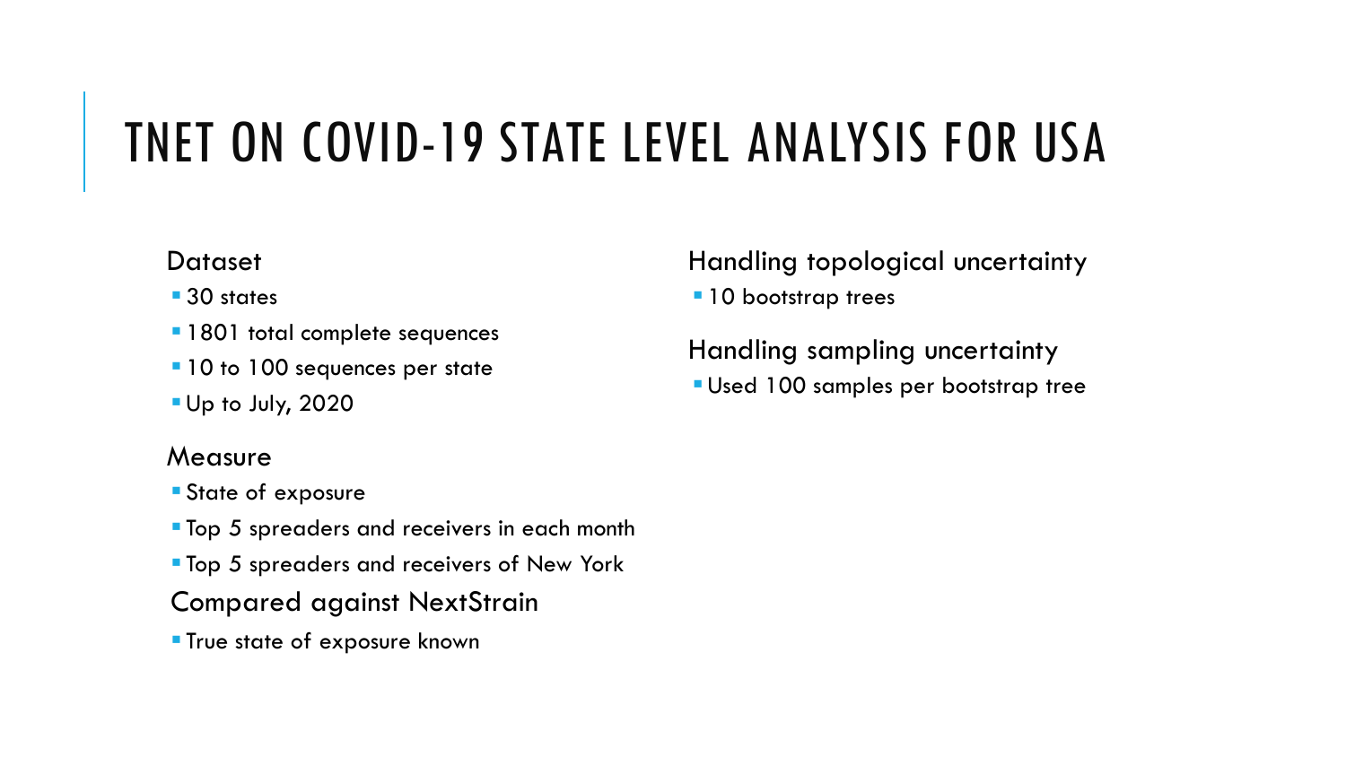# TNET ON COVID-19 STATE LEVEL ANALYSIS FOR USA

Dataset

- 30 states
- 1801 total complete sequences
- 10 to 100 sequences per state
- Up to July, 2020

Measure

- State of exposure
- Top 5 spreaders and receivers in each month
- Top 5 spreaders and receivers of New York

Compared against NextStrain

- True state of exposure known

Handling topological uncertainty

- 10 bootstrap trees

Handling sampling uncertainty

- Used 100 samples per bootstrap tree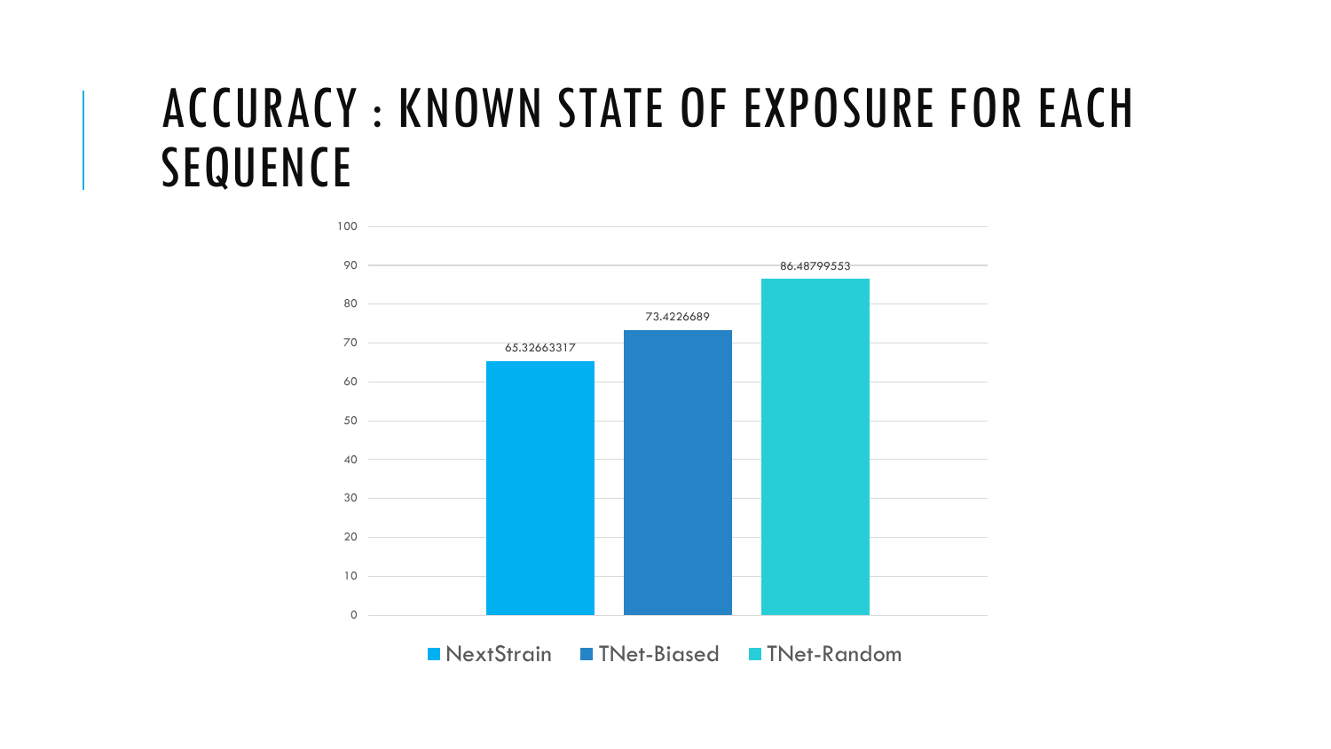# ACCURACY : KNOWN STATE OF EXPOSURE FOR EACH SEQUENCE

| Method | Accuracy |
|---|---|
| NextStrain | 65.32663317 |
| TNet-Biased | 73.4226689 |
| TNet-Random | 86.48799553 |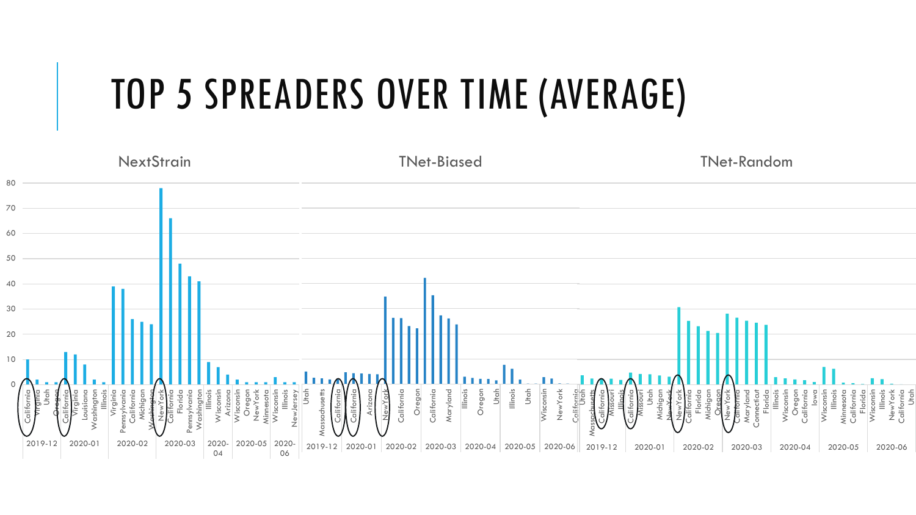# TOP 5 SPREADERS OVER TIME (AVERAGE)

NextStrain

TNet-Biased

TNet-Random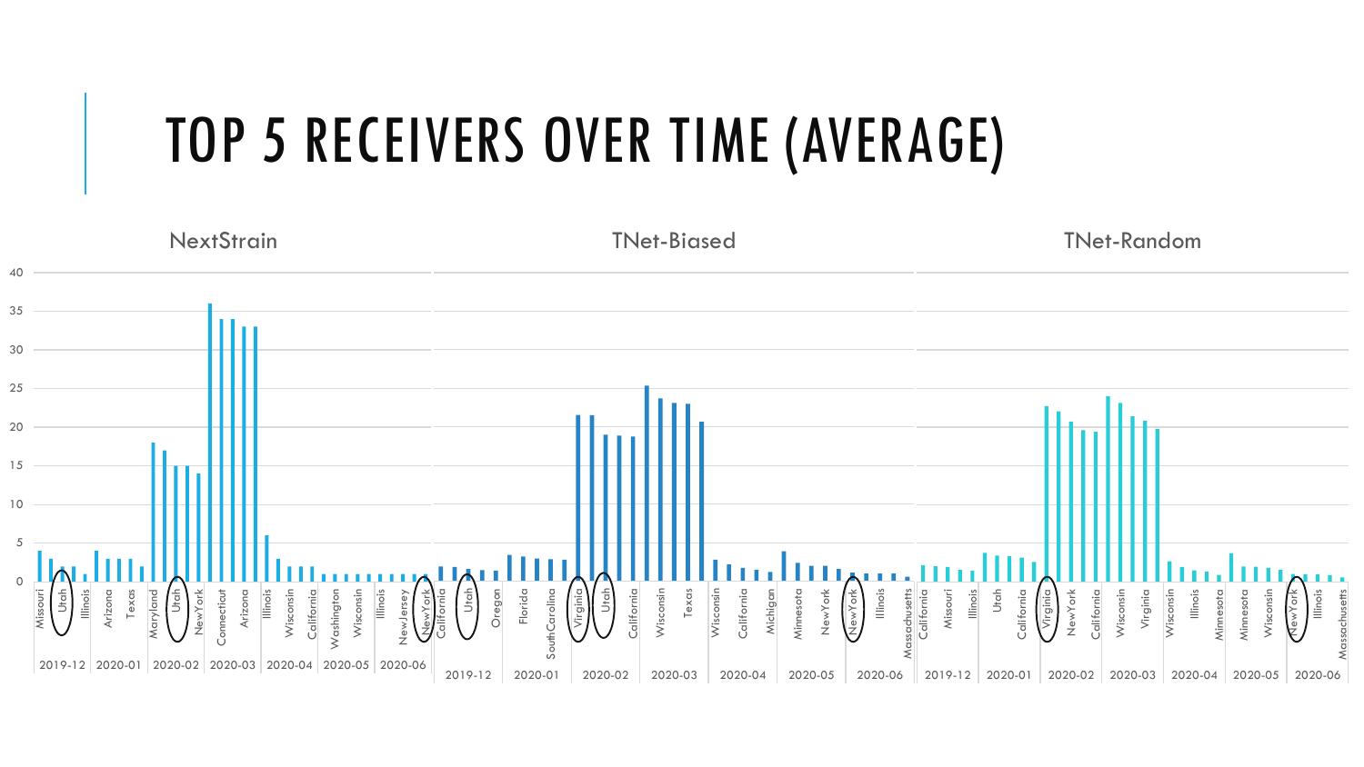# TOP 5 RECEIVERS OVER TIME (AVERAGE)

NextStrain

TNet-Biased

TNet-Random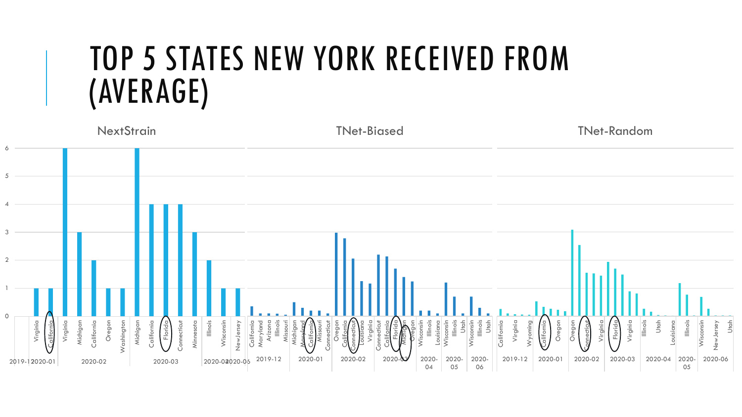# TOP 5 STATES NEW YORK RECEIVED FROM (AVERAGE)

## NextStrain

| Month | State | Value |
|---|---|---|
| 2020-01 | Virginia | 1 |
| 2020-01 | California | 1 |
| 2020-02 | Virginia | 6 |
| 2020-02 | Michigan | 3 |
| 2020-02 | California | 2 |
| 2020-02 | Oregon | 1 |
| 2020-02 | Washington | 1 |
| 2020-03 | Michigan | 6 |
| 2020-03 | California | 4 |
| 2020-03 | Florida | 4 |
| 2020-03 | Connecticut | 4 |
| 2020-03 | Minnesota | 3 |
| 2020-03 | Illinois | 2 |
| 2020-04 | Wisconsin | 1 |
| 2020-06 | NewJersey | 1 |

## TNet-Biased

| Month | States |
|---|---|
| 2019-12 | California, Maryland, Arizona, Illinois, Missouri |
| 2020-01 | Michigan, Maryland, California, Missouri, Connecticut |
| 2020-02 | Oregon, California, Connecticut, Louisiana, Virginia |
| 2020-03 | Connecticut, California, Florida, Michigan, Oregon |
| 2020-04 | Wisconsin, Illinois, Louisiana |
| 2020-05 | Wisconsin, Illinois, Utah |
| 2020-06 | Wisconsin, Illinois, Utah |

## TNet-Random

| Month | States |
|---|---|
| 2019-12 | California, Virginia, Wyoming |
| 2020-01 | California, Oregon |
| 2020-02 | Oregon, Connecticut, Virginia |
| 2020-03 | Florida, Virginia |
| 2020-04 | Illinois, Utah, Louisiana |
| 2020-05 | Illinois |
| 2020-06 | Wisconsin, NewJersey, Utah |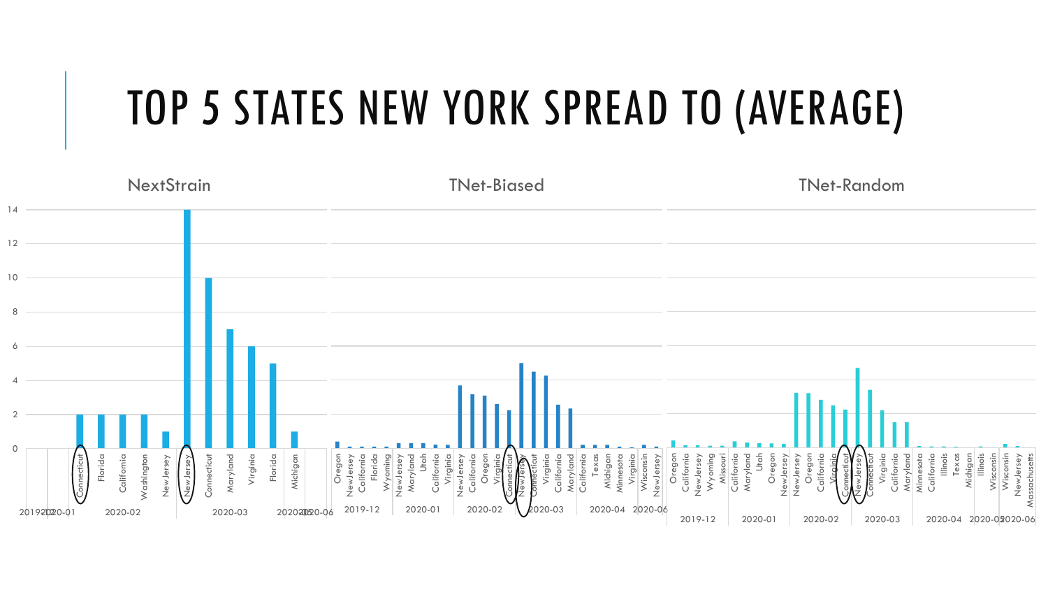# TOP 5 STATES NEW YORK SPREAD TO (AVERAGE)

NextStrain

| Month | State | Value |
|---|---|---|
| 2020-02 | Connecticut | 2 |
| 2020-02 | Florida | 2 |
| 2020-02 | California | 2 |
| 2020-02 | Washington | 2 |
| 2020-02 | NewJersey | 1 |
| 2020-03 | NewJersey | 14 |
| 2020-03 | Connecticut | 10 |
| 2020-03 | Maryland | 7 |
| 2020-03 | Virginia | 6 |
| 2020-03 | Florida | 5 |
| 2020-03 | Michigan | 1 |

TNet-Biased

TNet-Random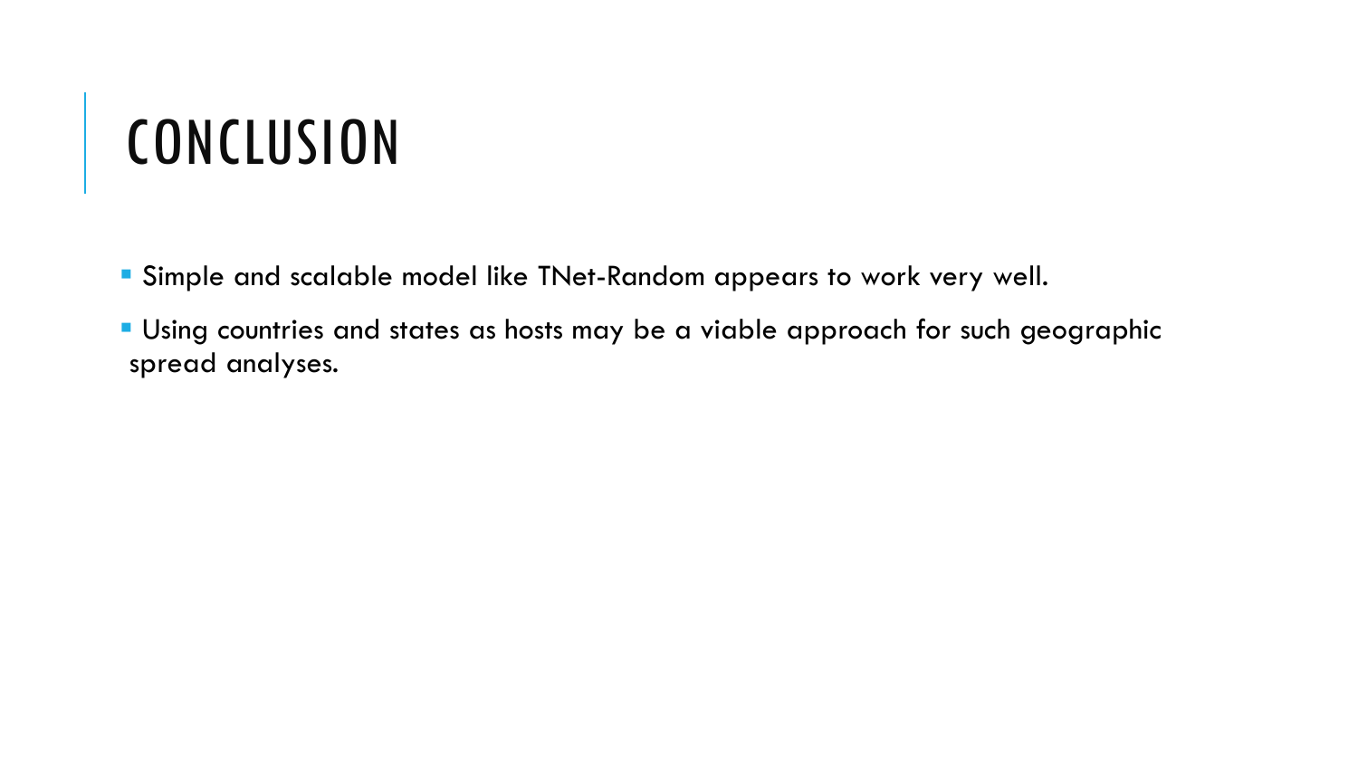# CONCLUSION

- Simple and scalable model like TNet-Random appears to work very well.
- Using countries and states as hosts may be a viable approach for such geographic spread analyses.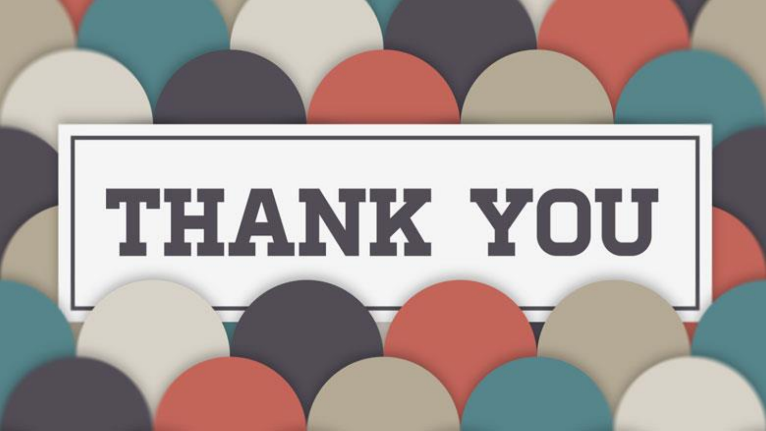# THANK YOU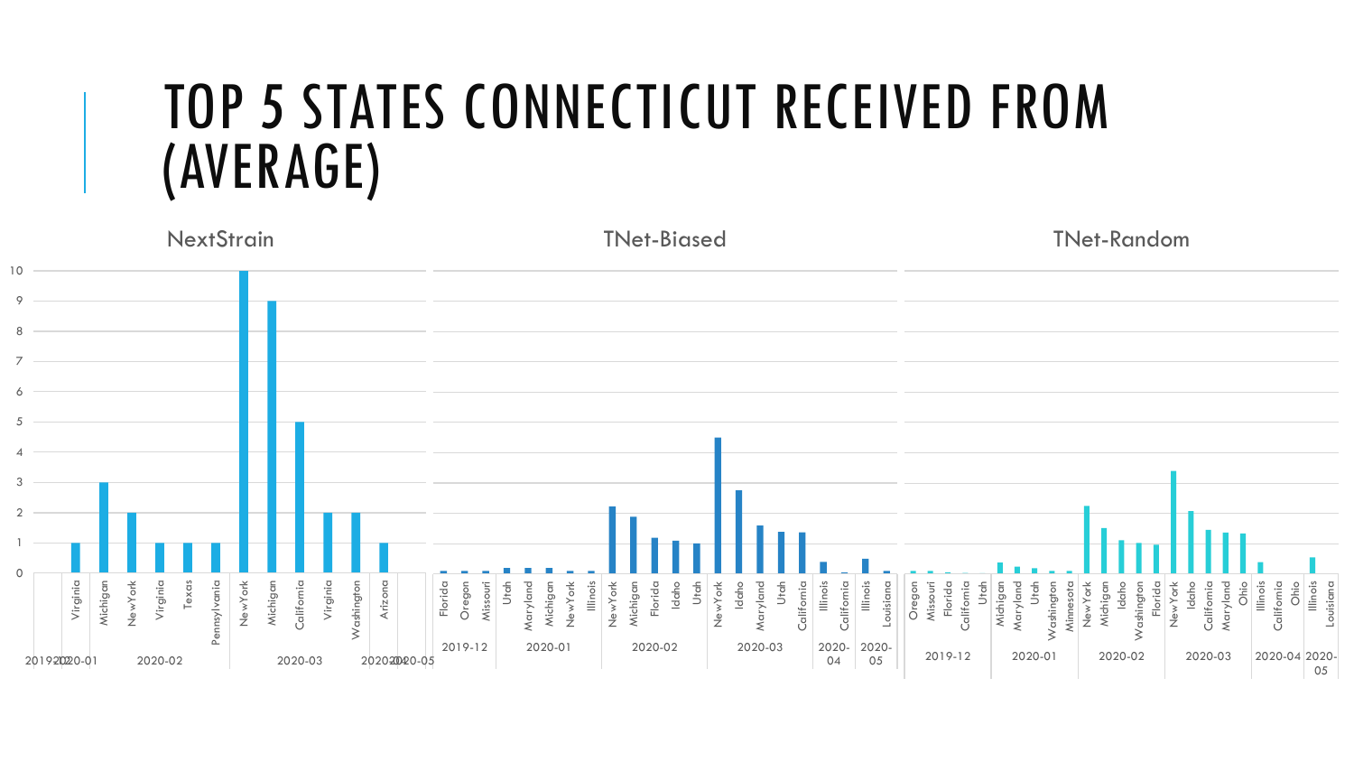# TOP 5 STATES CONNECTICUT RECEIVED FROM (AVERAGE)

NextStrain

TNet-Biased

TNet-Random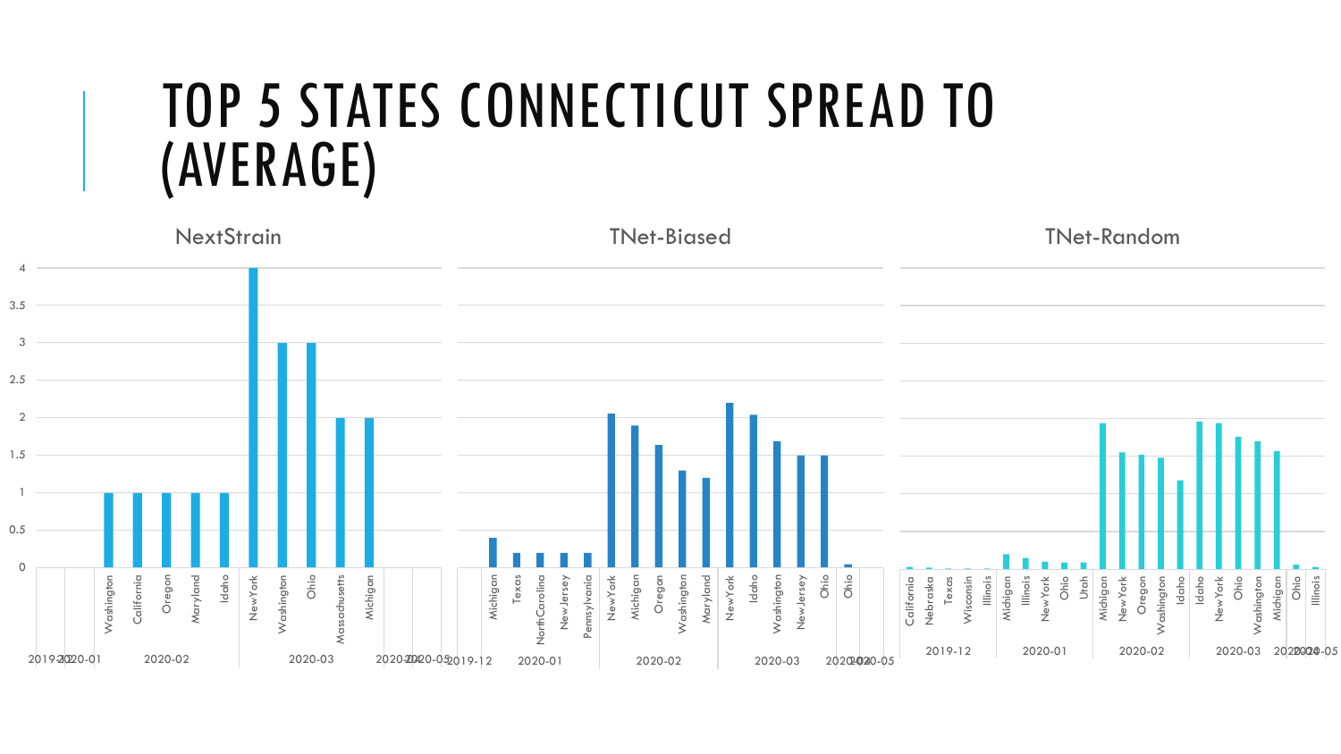# TOP 5 STATES CONNECTICUT SPREAD TO (AVERAGE)

## NextStrain

| Month | State | Value |
|---|---|---|
| 2019-12 | | |
| 2020-01 | | |
| 2020-02 | Washington | 1 |
| 2020-02 | California | 1 |
| 2020-02 | Oregon | 1 |
| 2020-02 | Maryland | 1 |
| 2020-02 | Idaho | 1 |
| 2020-03 | New York | 4 |
| 2020-03 | Washington | 3 |
| 2020-03 | Ohio | 3 |
| 2020-03 | Massachusetts | 2 |
| 2020-03 | Michigan | 2 |
| 2020-04 | | |
| 2020-05 | | |

## TNet-Biased

| Month | State | Value |
|---|---|---|
| 2019-12 | | |
| 2020-01 | Michigan | 0.4 |
| 2020-01 | Texas | 0.2 |
| 2020-01 | North Carolina | 0.2 |
| 2020-01 | New Jersey | 0.2 |
| 2020-01 | Pennsylvania | 0.2 |
| 2020-02 | New York | 2.05 |
| 2020-02 | Michigan | 1.9 |
| 2020-02 | Oregon | 1.63 |
| 2020-02 | Washington | 1.3 |
| 2020-02 | Maryland | 1.2 |
| 2020-03 | New York | 2.2 |
| 2020-03 | Idaho | 2.03 |
| 2020-03 | Washington | 1.68 |
| 2020-03 | New Jersey | 1.5 |
| 2020-03 | Ohio | 1.5 |
| 2020-04 | Ohio | 0.05 |
| 2020-05 | | |

## TNet-Random

| Month | State | Value |
|---|---|---|
| 2019-12 | California | 0.02 |
| 2019-12 | Nebraska | 0.01 |
| 2019-12 | Texas | 0 |
| 2019-12 | Wisconsin | 0 |
| 2019-12 | Illinois | 0 |
| 2020-01 | Michigan | 0.18 |
| 2020-01 | Illinois | 0.13 |
| 2020-01 | New York | 0.08 |
| 2020-01 | Ohio | 0.07 |
| 2020-01 | Utah | 0.07 |
| 2020-02 | Michigan | 1.93 |
| 2020-02 | New York | 1.54 |
| 2020-02 | Oregon | 1.5 |
| 2020-02 | Washington | 1.47 |
| 2020-02 | Idaho | 1.17 |
| 2020-03 | Idaho | 1.95 |
| 2020-03 | New York | 1.93 |
| 2020-03 | Ohio | 1.75 |
| 2020-03 | Washington | 1.69 |
| 2020-03 | Michigan | 1.56 |
| 2020-04 | Ohio | 0.05 |
| 2020-05 | Illinois | 0.02 |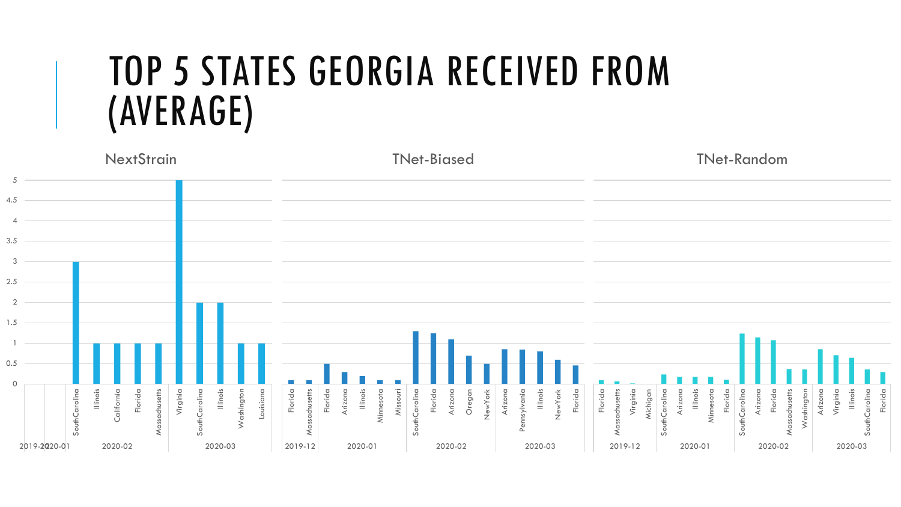# TOP 5 STATES GEORGIA RECEIVED FROM (AVERAGE)

**NextStrain**

| Month | State | Value |
|---|---|---|
| 2019-12 | | |
| 2020-01 | | |
| 2020-02 | SouthCarolina | 3 |
| 2020-02 | Illinois | 1 |
| 2020-02 | California | 1 |
| 2020-02 | Florida | 1 |
| 2020-02 | Massachusetts | 1 |
| 2020-03 | Virginia | 5 |
| 2020-03 | SouthCarolina | 2 |
| 2020-03 | Illinois | 2 |
| 2020-03 | Washington | 1 |
| 2020-03 | Louisiana | 1 |

**TNet-Biased**

| Month | State | Value |
|---|---|---|
| 2019-12 | Florida | 0.1 |
| 2019-12 | Massachusetts | 0.1 |
| 2020-01 | Florida | 0.5 |
| 2020-01 | Arizona | 0.3 |
| 2020-01 | Illinois | 0.2 |
| 2020-01 | Minnesota | 0.1 |
| 2020-01 | Missouri | 0.1 |
| 2020-02 | SouthCarolina | 1.3 |
| 2020-02 | Florida | 1.25 |
| 2020-02 | Arizona | 1.1 |
| 2020-02 | Oregon | 0.7 |
| 2020-02 | NewYork | 0.5 |
| 2020-03 | Arizona | 0.85 |
| 2020-03 | Pennsylvania | 0.85 |
| 2020-03 | Illinois | 0.8 |
| 2020-03 | NewYork | 0.6 |
| 2020-03 | Florida | 0.45 |

**TNet-Random**

| Month | State | Value |
|---|---|---|
| 2019-12 | Florida | 0.1 |
| 2019-12 | Massachusetts | 0.07 |
| 2019-12 | Virginia | 0.02 |
| 2019-12 | Michigan | 0 |
| 2020-01 | SouthCarolina | 0.23 |
| 2020-01 | Arizona | 0.18 |
| 2020-01 | Illinois | 0.18 |
| 2020-01 | Minnesota | 0.18 |
| 2020-01 | Florida | 0.11 |
| 2020-02 | SouthCarolina | 1.23 |
| 2020-02 | Arizona | 1.15 |
| 2020-02 | Florida | 1.07 |
| 2020-02 | Massachusetts | 0.37 |
| 2020-02 | Washington | 0.36 |
| 2020-03 | Arizona | 0.85 |
| 2020-03 | Virginia | 0.7 |
| 2020-03 | Illinois | 0.64 |
| 2020-03 | SouthCarolina | 0.36 |
| 2020-03 | Florida | 0.3 |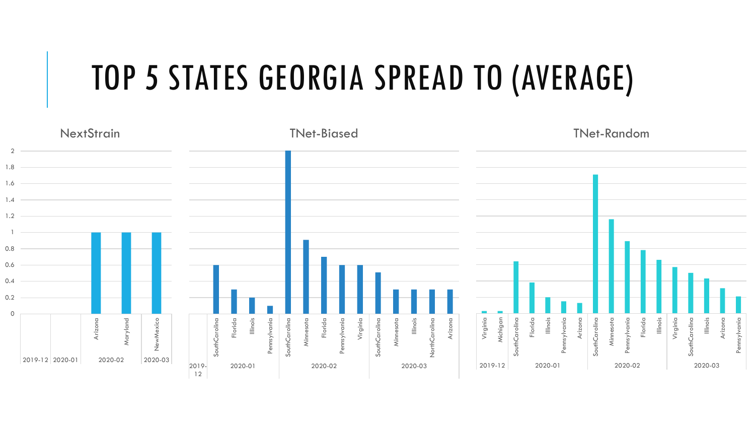# TOP 5 STATES GEORGIA SPREAD TO (AVERAGE)

NextStrain

2
1.8
1.6
1.4
1.2
1
0.8
0.6
0.4
0.2
0

Arizona
Maryland
NewMexico

2019-12
2020-01
2020-02
2020-03

TNet-Biased

SouthCarolina
Florida
Illinois
Pennsylvania
SouthCarolina
Minnesota
Florida
Pennsylvania
Virginia
SouthCarolina
Minnesota
Illinois
NorthCarolina
Arizona

2019-12
2020-01
2020-02
2020-03

TNet-Random

Virginia
Michigan
SouthCarolina
Florida
Illinois
Pennsylvania
Arizona
SouthCarolina
Minnesota
Pennsylvania
Florida
Illinois
Virginia
SouthCarolina
Illinois
Arizona
Pennsylvania

2019-12
2020-01
2020-02
2020-03